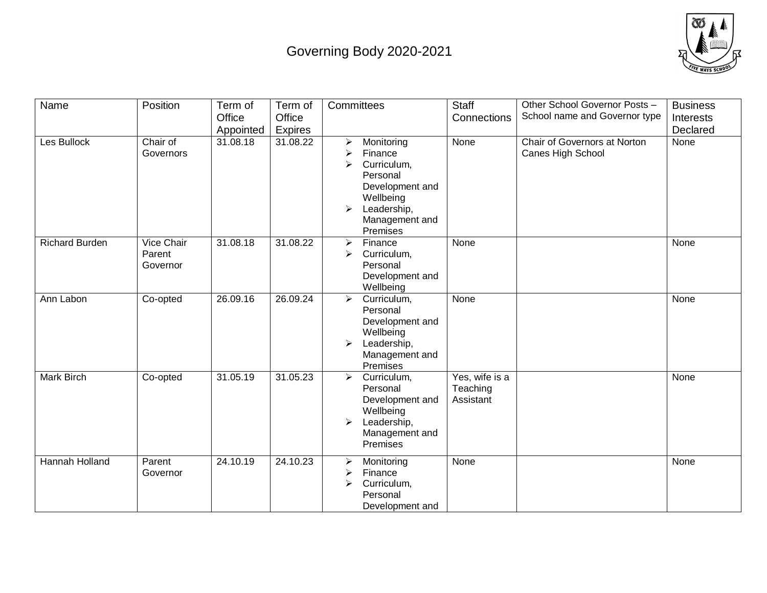# Governing Body 2020-2021

| Name | Position | Term of Office Appointed | Term of Office Expires | Committees | Staff Connections | Other School Governor Posts – School name and Governor type | Business Interests Declared |
|---|---|---|---|---|---|---|---|
| Les Bullock | Chair of Governors | 31.08.18 | 31.08.22 | ➢ Monitoring<br>➢ Finance<br>➢ Curriculum, Personal Development and Wellbeing<br>➢ Leadership, Management and Premises | None | Chair of Governors at Norton Canes High School | None |
| Richard Burden | Vice Chair Parent Governor | 31.08.18 | 31.08.22 | ➢ Finance<br>➢ Curriculum, Personal Development and Wellbeing | None | | None |
| Ann Labon | Co-opted | 26.09.16 | 26.09.24 | ➢ Curriculum, Personal Development and Wellbeing<br>➢ Leadership, Management and Premises | None | | None |
| Mark Birch | Co-opted | 31.05.19 | 31.05.23 | ➢ Curriculum, Personal Development and Wellbeing<br>➢ Leadership, Management and Premises | Yes, wife is a Teaching Assistant | | None |
| Hannah Holland | Parent Governor | 24.10.19 | 24.10.23 | ➢ Monitoring<br>➢ Finance<br>➢ Curriculum, Personal Development and | None | | None |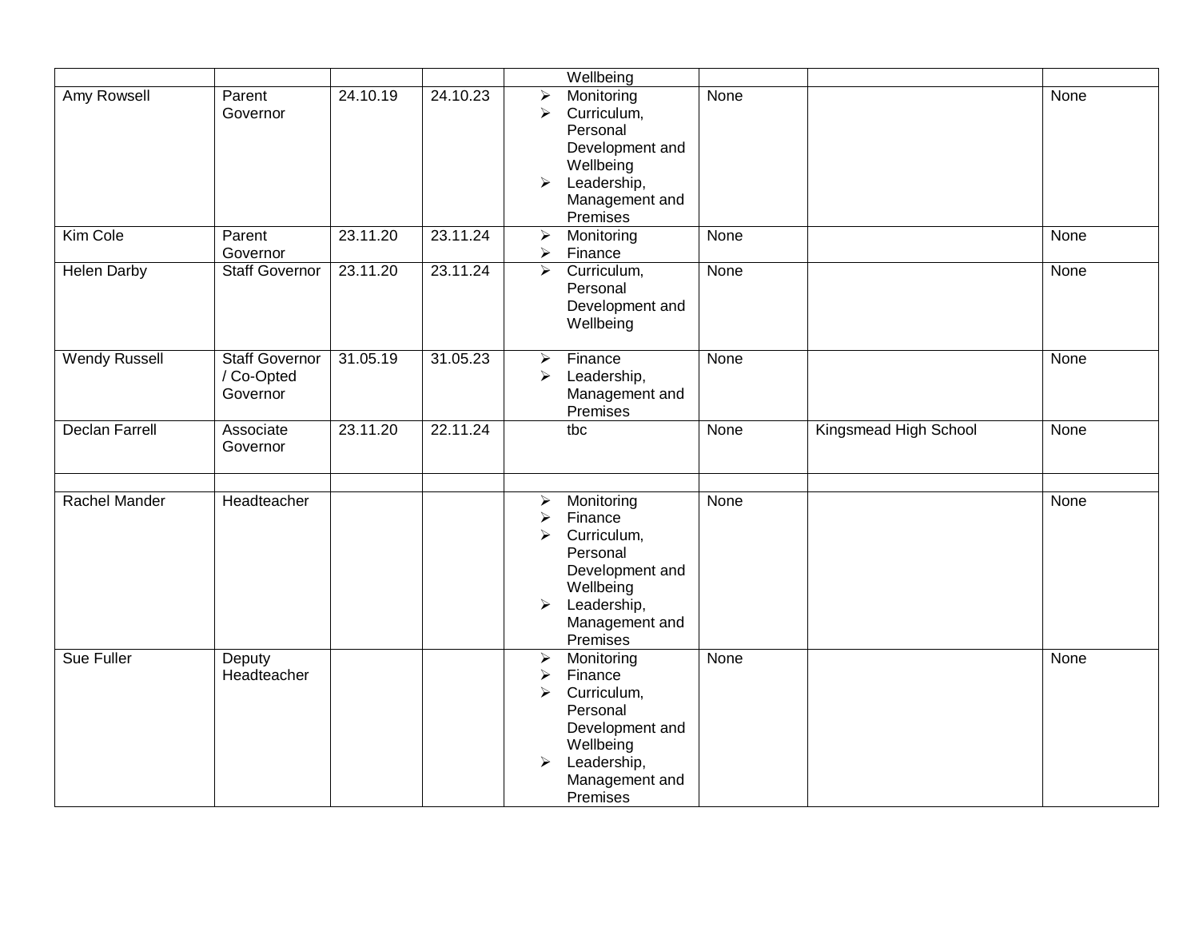| | | | | Wellbeing | | | |
|---|---|---|---|---|---|---|---|
| Amy Rowsell | Parent Governor | 24.10.19 | 24.10.23 | ➢ Monitoring<br>➢ Curriculum, Personal Development and Wellbeing<br>➢ Leadership, Management and Premises | None | | None |
| Kim Cole | Parent Governor | 23.11.20 | 23.11.24 | ➢ Monitoring<br>➢ Finance | None | | None |
| Helen Darby | Staff Governor | 23.11.20 | 23.11.24 | ➢ Curriculum, Personal Development and Wellbeing | None | | None |
| Wendy Russell | Staff Governor / Co-Opted Governor | 31.05.19 | 31.05.23 | ➢ Finance<br>➢ Leadership, Management and Premises | None | | None |
| Declan Farrell | Associate Governor | 23.11.20 | 22.11.24 | tbc | None | Kingsmead High School | None |
| | | | | | | | |
| Rachel Mander | Headteacher | | | ➢ Monitoring<br>➢ Finance<br>➢ Curriculum, Personal Development and Wellbeing<br>➢ Leadership, Management and Premises | None | | None |
| Sue Fuller | Deputy Headteacher | | | ➢ Monitoring<br>➢ Finance<br>➢ Curriculum, Personal Development and Wellbeing<br>➢ Leadership, Management and Premises | None | | None |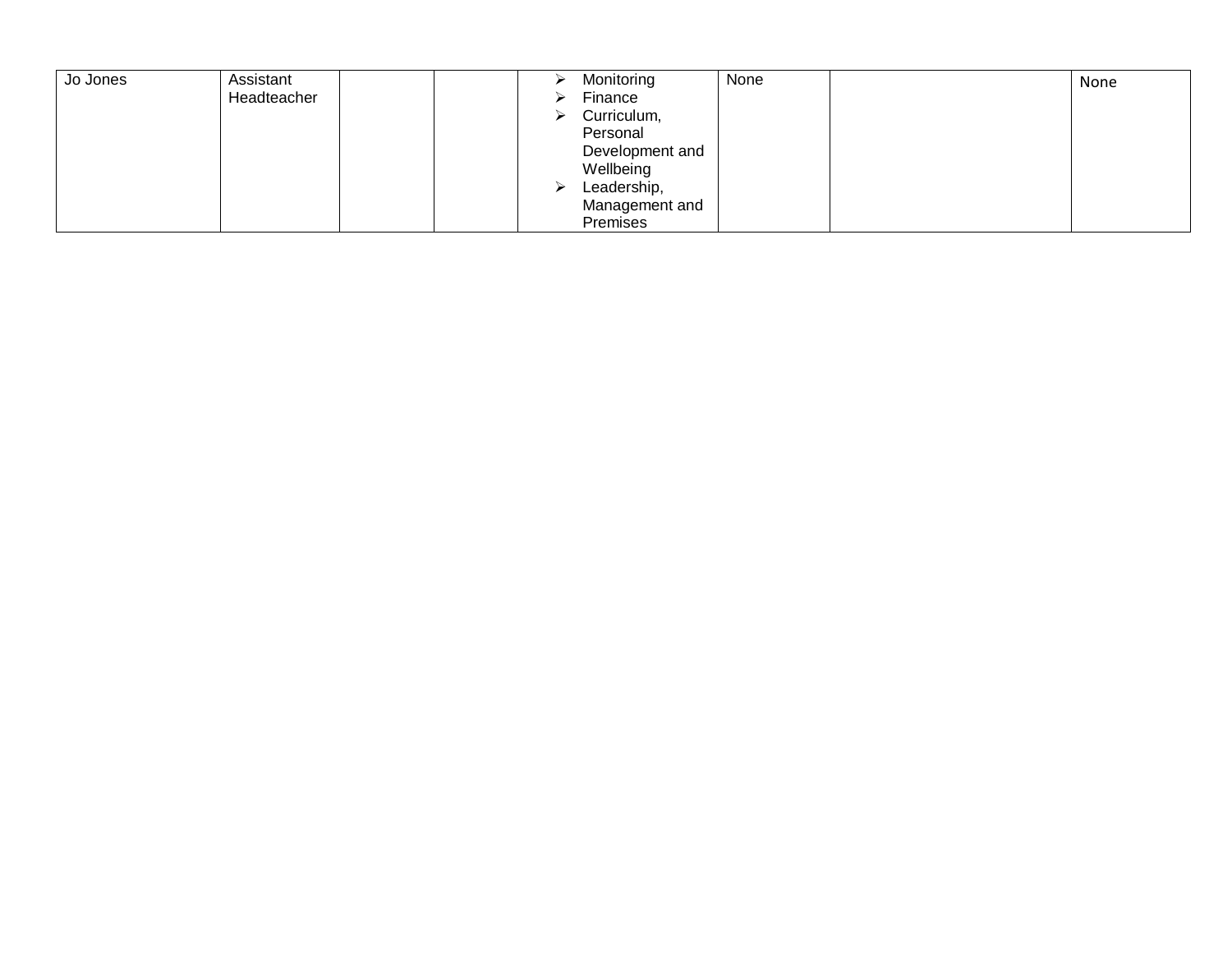| | | | | | | | |
|---|---|---|---|---|---|---|---|
| Jo Jones | Assistant Headteacher | | | ➢ Monitoring<br>➢ Finance<br>➢ Curriculum, Personal Development and Wellbeing<br>➢ Leadership, Management and Premises | None | | None |